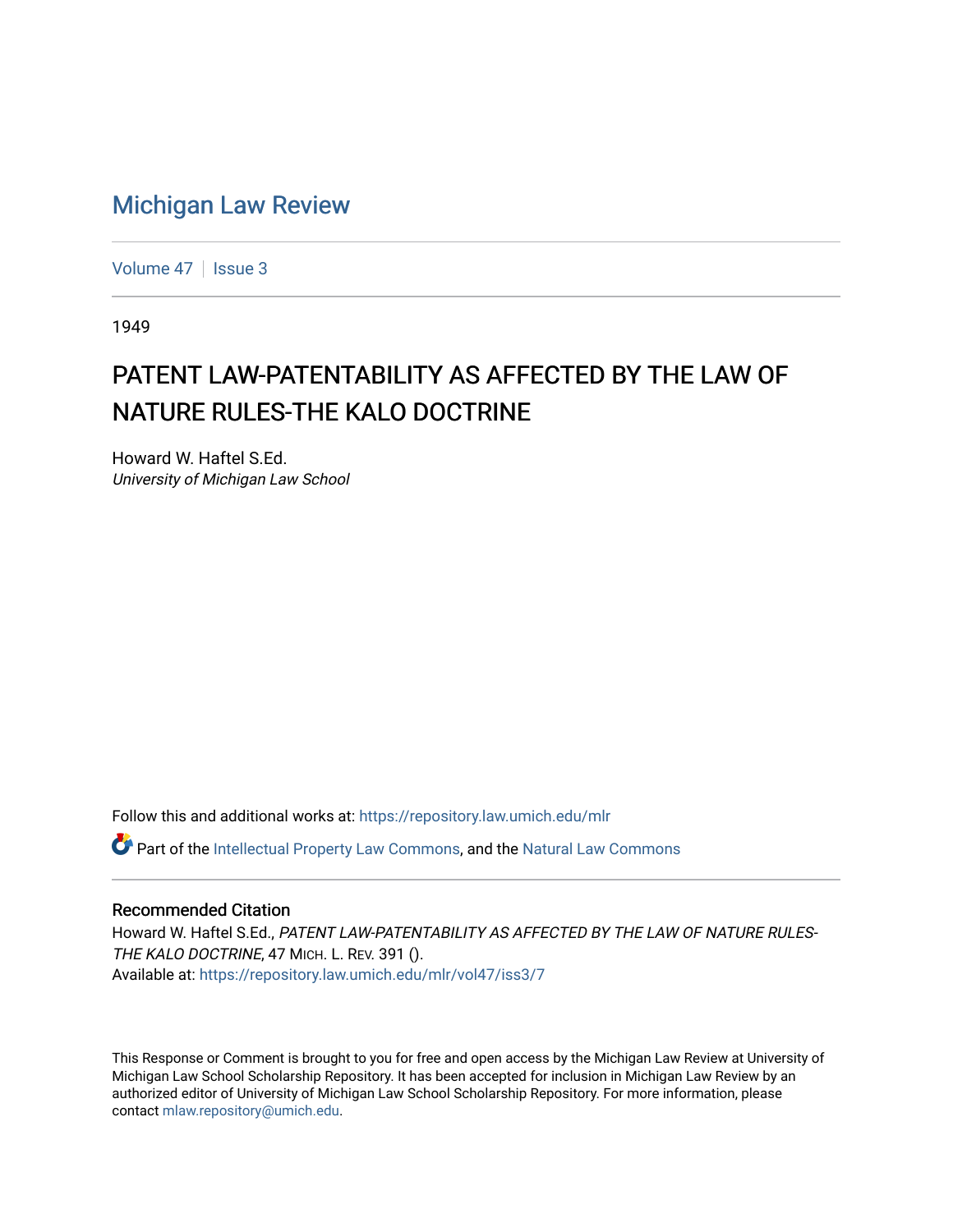# Michigan Law Review

Volume 47 | Issue 3

1949

## PATENT LAW-PATENTABILITY AS AFFECTED BY THE LAW OF NATURE RULES-THE KALO DOCTRINE

Howard W. Haftel S.Ed.
*University of Michigan Law School*

Follow this and additional works at: https://repository.law.umich.edu/mlr

Part of the Intellectual Property Law Commons, and the Natural Law Commons

### Recommended Citation

Howard W. Haftel S.Ed., *PATENT LAW-PATENTABILITY AS AFFECTED BY THE LAW OF NATURE RULES-THE KALO DOCTRINE*, 47 MICH. L. REV. 391 ().
Available at: https://repository.law.umich.edu/mlr/vol47/iss3/7

This Response or Comment is brought to you for free and open access by the Michigan Law Review at University of Michigan Law School Scholarship Repository. It has been accepted for inclusion in Michigan Law Review by an authorized editor of University of Michigan Law School Scholarship Repository. For more information, please contact mlaw.repository@umich.edu.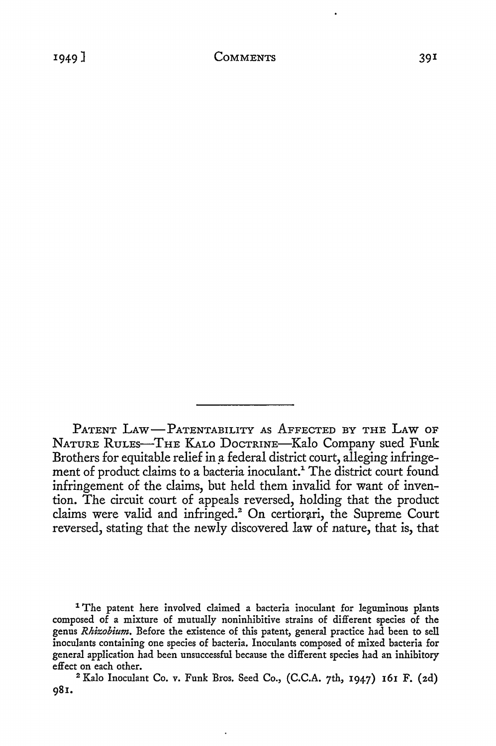PATENT LAW — PATENTABILITY AS AFFECTED BY THE LAW OF NATURE RULES—THE KALO DOCTRINE—Kalo Company sued Funk Brothers for equitable relief in a federal district court, alleging infringement of product claims to a bacteria inoculant.[1] The district court found infringement of the claims, but held them invalid for want of invention. The circuit court of appeals reversed, holding that the product claims were valid and infringed.[2] On certiorari, the Supreme Court reversed, stating that the newly discovered law of nature, that is, that

[1] The patent here involved claimed a bacteria inoculant for leguminous plants composed of a mixture of mutually noninhibitive strains of different species of the genus *Rhizobium*. Before the existence of this patent, general practice had been to sell inoculants containing one species of bacteria. Inoculants composed of mixed bacteria for general application had been unsuccessful because the different species had an inhibitory effect on each other.

[2] Kalo Inoculant Co. v. Funk Bros. Seed Co., (C.C.A. 7th, 1947) 161 F. (2d) 981.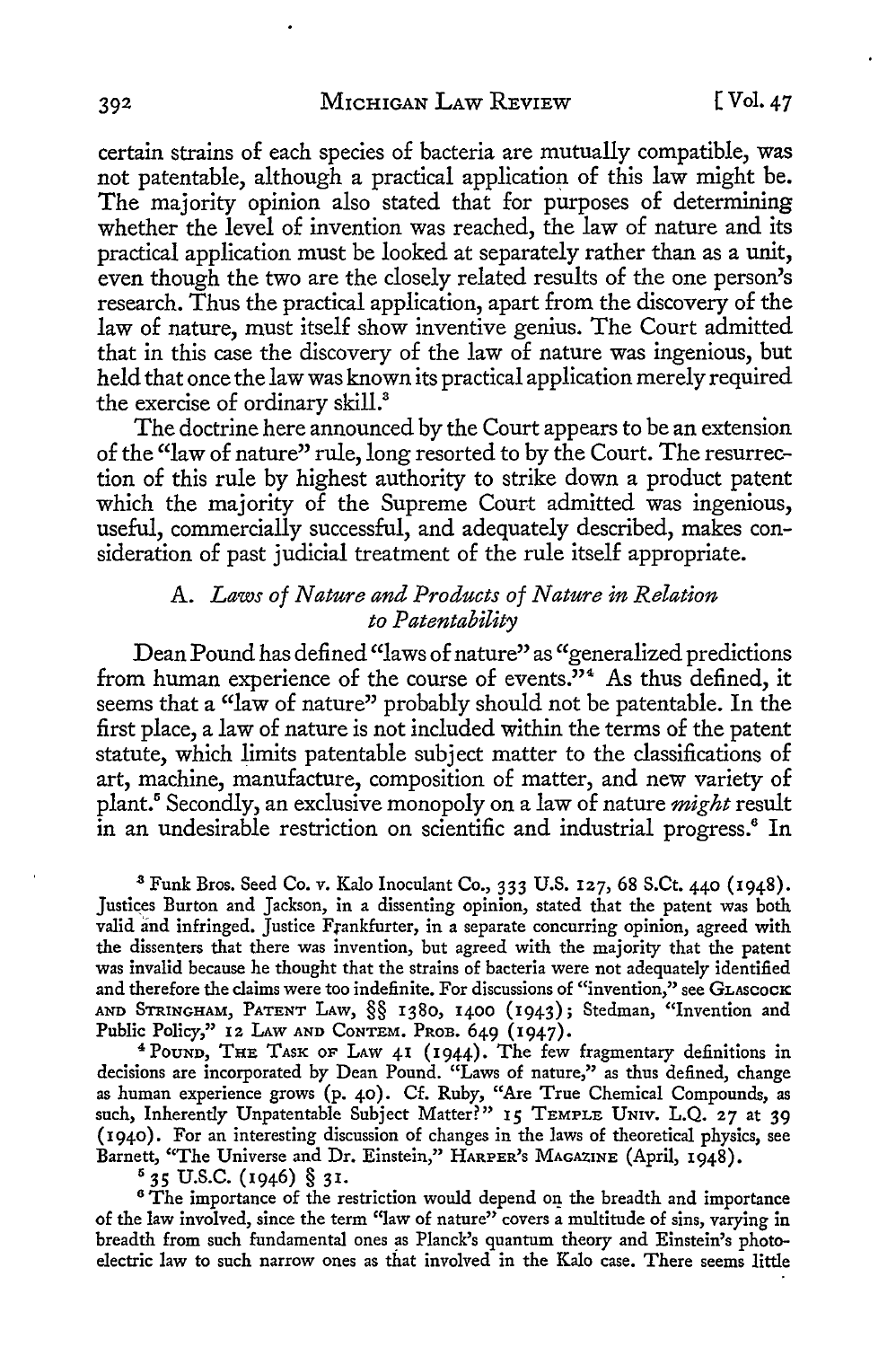certain strains of each species of bacteria are mutually compatible, was not patentable, although a practical application of this law might be. The majority opinion also stated that for purposes of determining whether the level of invention was reached, the law of nature and its practical application must be looked at separately rather than as a unit, even though the two are the closely related results of the one person's research. Thus the practical application, apart from the discovery of the law of nature, must itself show inventive genius. The Court admitted that in this case the discovery of the law of nature was ingenious, but held that once the law was known its practical application merely required the exercise of ordinary skill.[3]

The doctrine here announced by the Court appears to be an extension of the "law of nature" rule, long resorted to by the Court. The resurrection of this rule by highest authority to strike down a product patent which the majority of the Supreme Court admitted was ingenious, useful, commercially successful, and adequately described, makes consideration of past judicial treatment of the rule itself appropriate.

### A. *Laws of Nature and Products of Nature in Relation to Patentability*

Dean Pound has defined "laws of nature" as "generalized predictions from human experience of the course of events."[4] As thus defined, it seems that a "law of nature" probably should not be patentable. In the first place, a law of nature is not included within the terms of the patent statute, which limits patentable subject matter to the classifications of art, machine, manufacture, composition of matter, and new variety of plant.[5] Secondly, an exclusive monopoly on a law of nature *might* result in an undesirable restriction on scientific and industrial progress.[6] In

---

[3] Funk Bros. Seed Co. v. Kalo Inoculant Co., 333 U.S. 127, 68 S.Ct. 440 (1948). Justices Burton and Jackson, in a dissenting opinion, stated that the patent was both valid and infringed. Justice Frankfurter, in a separate concurring opinion, agreed with the dissenters that there was invention, but agreed with the majority that the patent was invalid because he thought that the strains of bacteria were not adequately identified and therefore the claims were too indefinite. For discussions of "invention," see GLASCOCK AND STRINGHAM, PATENT LAW, §§ 1380, 1400 (1943); Stedman, "Invention and Public Policy," 12 LAW AND CONTEM. PROB. 649 (1947).

[4] POUND, THE TASK OF LAW 41 (1944). The few fragmentary definitions in decisions are incorporated by Dean Pound. "Laws of nature," as thus defined, change as human experience grows (p. 40). Cf. Ruby, "Are True Chemical Compounds, as such, Inherently Unpatentable Subject Matter?" 15 TEMPLE UNIV. L.Q. 27 at 39 (1940). For an interesting discussion of changes in the laws of theoretical physics, see Barnett, "The Universe and Dr. Einstein," HARPER'S MAGAZINE (April, 1948).

[5] 35 U.S.C. (1946) § 31.

[6] The importance of the restriction would depend on the breadth and importance of the law involved, since the term "law of nature" covers a multitude of sins, varying in breadth from such fundamental ones as Planck's quantum theory and Einstein's photoelectric law to such narrow ones as that involved in the Kalo case. There seems little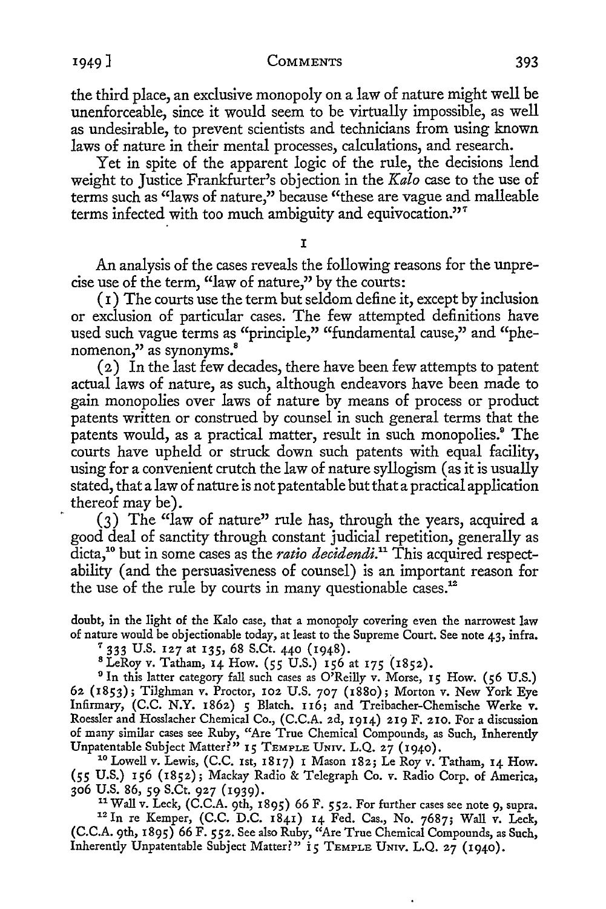the third place, an exclusive monopoly on a law of nature might well be unenforceable, since it would seem to be virtually impossible, as well as undesirable, to prevent scientists and technicians from using known laws of nature in their mental processes, calculations, and research.

Yet in spite of the apparent logic of the rule, the decisions lend weight to Justice Frankfurter's objection in the *Kalo* case to the use of terms such as "laws of nature," because "these are vague and malleable terms infected with too much ambiguity and equivocation."[7]

I

An analysis of the cases reveals the following reasons for the unprecise use of the term, "law of nature," by the courts:

(1) The courts use the term but seldom define it, except by inclusion or exclusion of particular cases. The few attempted definitions have used such vague terms as "principle," "fundamental cause," and "phenomenon," as synonyms.[8]

(2) In the last few decades, there have been few attempts to patent actual laws of nature, as such, although endeavors have been made to gain monopolies over laws of nature by means of process or product patents written or construed by counsel in such general terms that the patents would, as a practical matter, result in such monopolies.[9] The courts have upheld or struck down such patents with equal facility, using for a convenient crutch the law of nature syllogism (as it is usually stated, that a law of nature is not patentable but that a practical application thereof may be).

(3) The "law of nature" rule has, through the years, acquired a good deal of sanctity through constant judicial repetition, generally as dicta,[10] but in some cases as the *ratio decidendi*.[11] This acquired respectability (and the persuasiveness of counsel) is an important reason for the use of the rule by courts in many questionable cases.[12]

doubt, in the light of the Kalo case, that a monopoly covering even the narrowest law of nature would be objectionable today, at least to the Supreme Court. See note 43, infra.

[7] 333 U.S. 127 at 135, 68 S.Ct. 440 (1948).

[8] LeRoy v. Tatham, 14 How. (55 U.S.) 156 at 175 (1852).

[9] In this latter category fall such cases as O'Reilly v. Morse, 15 How. (56 U.S.) 62 (1853); Tilghman v. Proctor, 102 U.S. 707 (1880); Morton v. New York Eye Infirmary, (C.C. N.Y. 1862) 5 Blatch. 116; and Treibacher-Chemische Werke v. Roessler and Hosslacher Chemical Co., (C.C.A. 2d, 1914) 219 F. 210. For a discussion of many similar cases see Ruby, "Are True Chemical Compounds, as Such, Inherently Unpatentable Subject Matter?" 15 TEMPLE UNIV. L.Q. 27 (1940).

[10] Lowell v. Lewis, (C.C. 1st, 1817) 1 Mason 182; Le Roy v. Tatham, 14 How. (55 U.S.) 156 (1852); Mackay Radio & Telegraph Co. v. Radio Corp. of America, 306 U.S. 86, 59 S.Ct. 927 (1939).

[11] Wall v. Leck, (C.C.A. 9th, 1895) 66 F. 552. For further cases see note 9, supra.

[12] In re Kemper, (C.C. D.C. 1841) 14 Fed. Cas., No. 7687; Wall v. Leck, (C.C.A. 9th, 1895) 66 F. 552. See also Ruby, "Are True Chemical Compounds, as Such, Inherently Unpatentable Subject Matter?" 15 TEMPLE UNIV. L.Q. 27 (1940).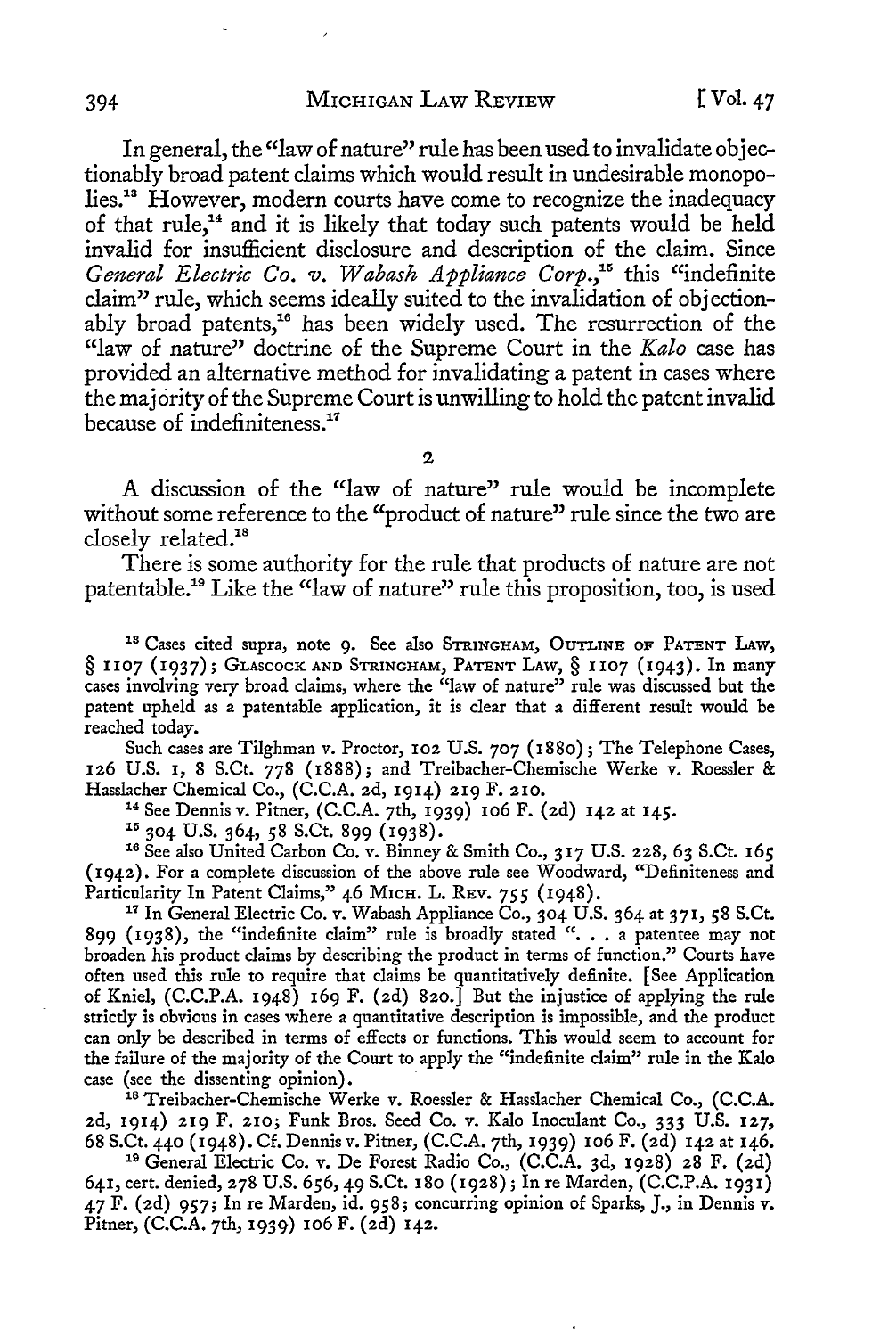In general, the "law of nature" rule has been used to invalidate objectionably broad patent claims which would result in undesirable monopolies.[13] However, modern courts have come to recognize the inadequacy of that rule,[14] and it is likely that today such patents would be held invalid for insufficient disclosure and description of the claim. Since *General Electric Co. v. Wabash Appliance Corp.*,[15] this "indefinite claim" rule, which seems ideally suited to the invalidation of objectionably broad patents,[16] has been widely used. The resurrection of the "law of nature" doctrine of the Supreme Court in the *Kalo* case has provided an alternative method for invalidating a patent in cases where the majority of the Supreme Court is unwilling to hold the patent invalid because of indefiniteness.[17]

2

A discussion of the "law of nature" rule would be incomplete without some reference to the "product of nature" rule since the two are closely related.[18]

There is some authority for the rule that products of nature are not patentable.[19] Like the "law of nature" rule this proposition, too, is used

---

[13] Cases cited supra, note 9. See also STRINGHAM, OUTLINE OF PATENT LAW, § 1107 (1937); GLASCOCK AND STRINGHAM, PATENT LAW, § 1107 (1943). In many cases involving very broad claims, where the "law of nature" rule was discussed but the patent upheld as a patentable application, it is clear that a different result would be reached today.

Such cases are Tilghman v. Proctor, 102 U.S. 707 (1880); The Telephone Cases, 126 U.S. 1, 8 S.Ct. 778 (1888); and Treibacher-Chemische Werke v. Roessler & Hasslacher Chemical Co., (C.C.A. 2d, 1914) 219 F. 210.

[14] See Dennis v. Pitner, (C.C.A. 7th, 1939) 106 F. (2d) 142 at 145.

[15] 304 U.S. 364, 58 S.Ct. 899 (1938).

[16] See also United Carbon Co. v. Binney & Smith Co., 317 U.S. 228, 63 S.Ct. 165 (1942). For a complete discussion of the above rule see Woodward, "Definiteness and Particularity In Patent Claims," 46 MICH. L. REV. 755 (1948).

[17] In General Electric Co. v. Wabash Appliance Co., 304 U.S. 364 at 371, 58 S.Ct. 899 (1938), the "indefinite claim" rule is broadly stated ". . . a patentee may not broaden his product claims by describing the product in terms of function." Courts have often used this rule to require that claims be quantitatively definite. [See Application of Kniel, (C.C.P.A. 1948) 169 F. (2d) 820.] But the injustice of applying the rule strictly is obvious in cases where a quantitative description is impossible, and the product can only be described in terms of effects or functions. This would seem to account for the failure of the majority of the Court to apply the "indefinite claim" rule in the Kalo case (see the dissenting opinion).

[18] Treibacher-Chemische Werke v. Roessler & Hasslacher Chemical Co., (C.C.A. 2d, 1914) 219 F. 210; Funk Bros. Seed Co. v. Kalo Inoculant Co., 333 U.S. 127, 68 S.Ct. 440 (1948). Cf. Dennis v. Pitner, (C.C.A. 7th, 1939) 106 F. (2d) 142 at 146.

[19] General Electric Co. v. De Forest Radio Co., (C.C.A. 3d, 1928) 28 F. (2d) 641, cert. denied, 278 U.S. 656, 49 S.Ct. 180 (1928); In re Marden, (C.C.P.A. 1931) 47 F. (2d) 957; In re Marden, id. 958; concurring opinion of Sparks, J., in Dennis v. Pitner, (C.C.A. 7th, 1939) 106 F. (2d) 142.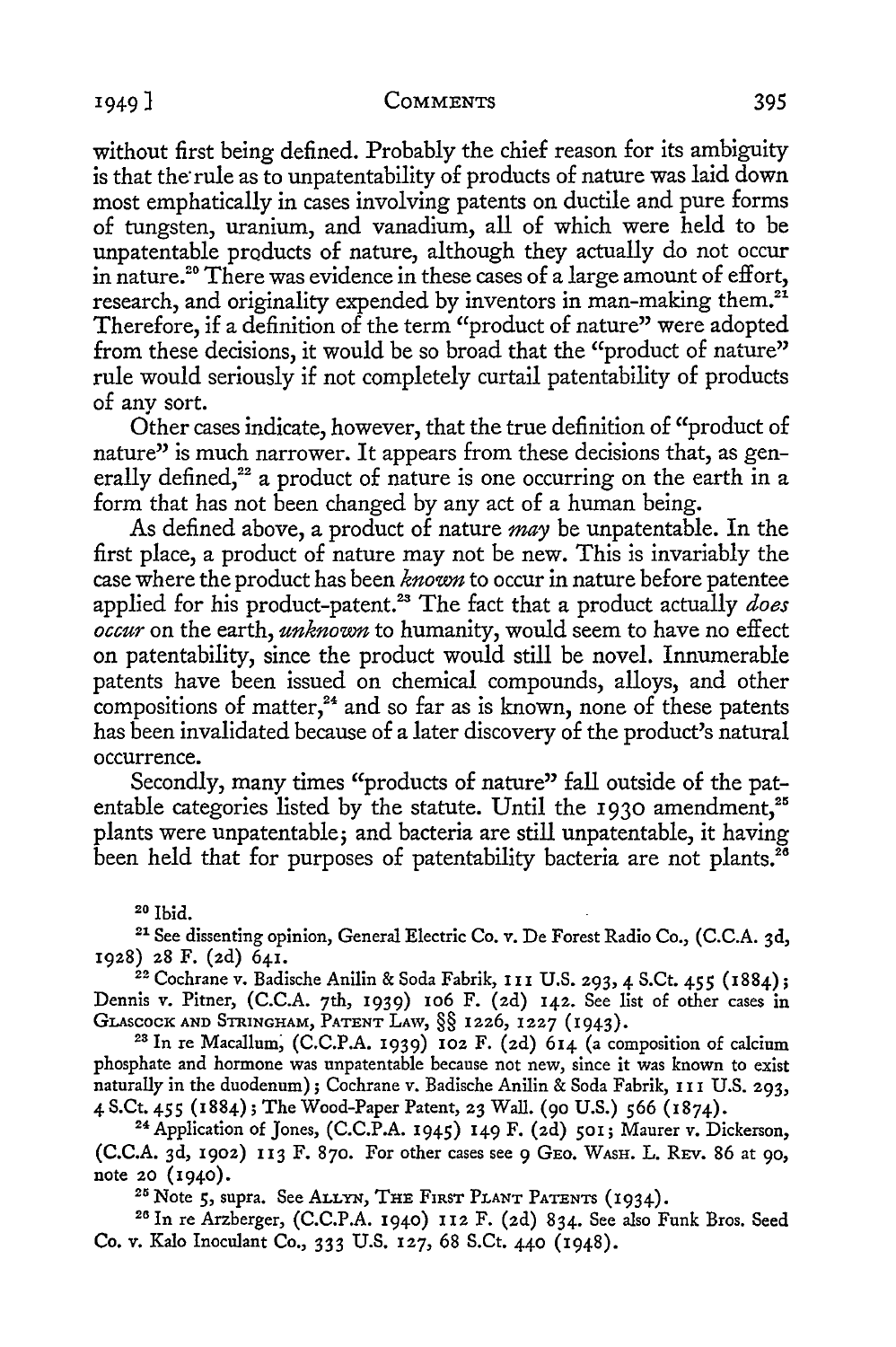without first being defined. Probably the chief reason for its ambiguity is that the rule as to unpatentability of products of nature was laid down most emphatically in cases involving patents on ductile and pure forms of tungsten, uranium, and vanadium, all of which were held to be unpatentable products of nature, although they actually do not occur in nature.[20] There was evidence in these cases of a large amount of effort, research, and originality expended by inventors in man-making them.[21] Therefore, if a definition of the term "product of nature" were adopted from these decisions, it would be so broad that the "product of nature" rule would seriously if not completely curtail patentability of products of any sort.

Other cases indicate, however, that the true definition of "product of nature" is much narrower. It appears from these decisions that, as generally defined,[22] a product of nature is one occurring on the earth in a form that has not been changed by any act of a human being.

As defined above, a product of nature *may* be unpatentable. In the first place, a product of nature may not be new. This is invariably the case where the product has been *known* to occur in nature before patentee applied for his product-patent.[23] The fact that a product actually *does occur* on the earth, *unknown* to humanity, would seem to have no effect on patentability, since the product would still be novel. Innumerable patents have been issued on chemical compounds, alloys, and other compositions of matter,[24] and so far as is known, none of these patents has been invalidated because of a later discovery of the product's natural occurrence.

Secondly, many times "products of nature" fall outside of the patentable categories listed by the statute. Until the 1930 amendment,[25] plants were unpatentable; and bacteria are still unpatentable, it having been held that for purposes of patentability bacteria are not plants.[26]

---

[20] Ibid.

[21] See dissenting opinion, General Electric Co. v. De Forest Radio Co., (C.C.A. 3d, 1928) 28 F. (2d) 641.

[22] Cochrane v. Badische Anilin & Soda Fabrik, 111 U.S. 293, 4 S.Ct. 455 (1884); Dennis v. Pitner, (C.C.A. 7th, 1939) 106 F. (2d) 142. See list of other cases in GLASCOCK AND STRINGHAM, PATENT LAW, §§ 1226, 1227 (1943).

[23] In re Macallum, (C.C.P.A. 1939) 102 F. (2d) 614 (a composition of calcium phosphate and hormone was unpatentable because not new, since it was known to exist naturally in the duodenum); Cochrane v. Badische Anilin & Soda Fabrik, 111 U.S. 293, 4 S.Ct. 455 (1884); The Wood-Paper Patent, 23 Wall. (90 U.S.) 566 (1874).

[24] Application of Jones, (C.C.P.A. 1945) 149 F. (2d) 501; Maurer v. Dickerson, (C.C.A. 3d, 1902) 113 F. 870. For other cases see 9 GEO. WASH. L. REV. 86 at 90, note 20 (1940).

[25] Note 5, supra. See ALLYN, THE FIRST PLANT PATENTS (1934).

[26] In re Arzberger, (C.C.P.A. 1940) 112 F. (2d) 834. See also Funk Bros. Seed Co. v. Kalo Inoculant Co., 333 U.S. 127, 68 S.Ct. 440 (1948).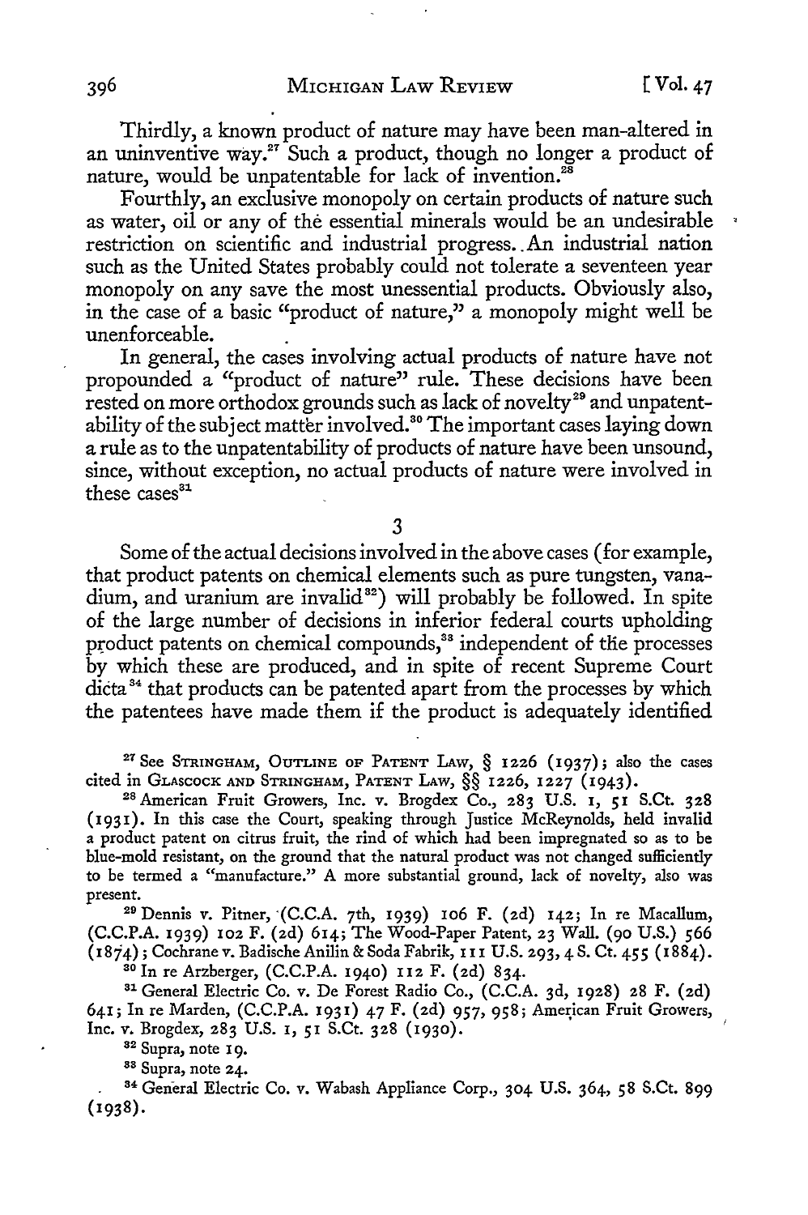Thirdly, a known product of nature may have been man-altered in an uninventive way.[27] Such a product, though no longer a product of nature, would be unpatentable for lack of invention.[28]

Fourthly, an exclusive monopoly on certain products of nature such as water, oil or any of the essential minerals would be an undesirable restriction on scientific and industrial progress. An industrial nation such as the United States probably could not tolerate a seventeen year monopoly on any save the most unessential products. Obviously also, in the case of a basic "product of nature," a monopoly might well be unenforceable.

In general, the cases involving actual products of nature have not propounded a "product of nature" rule. These decisions have been rested on more orthodox grounds such as lack of novelty[29] and unpatentability of the subject matter involved.[30] The important cases laying down a rule as to the unpatentability of products of nature have been unsound, since, without exception, no actual products of nature were involved in these cases[31]

## 3

Some of the actual decisions involved in the above cases (for example, that product patents on chemical elements such as pure tungsten, vanadium, and uranium are invalid[32]) will probably be followed. In spite of the large number of decisions in inferior federal courts upholding product patents on chemical compounds,[33] independent of the processes by which these are produced, and in spite of recent Supreme Court dicta[34] that products can be patented apart from the processes by which the patentees have made them if the product is adequately identified

---

[27] See STRINGHAM, OUTLINE OF PATENT LAW, § 1226 (1937); also the cases cited in GLASCOCK AND STRINGHAM, PATENT LAW, §§ 1226, 1227 (1943).

[28] American Fruit Growers, Inc. v. Brogdex Co., 283 U.S. 1, 51 S.Ct. 328 (1931). In this case the Court, speaking through Justice McReynolds, held invalid a product patent on citrus fruit, the rind of which had been impregnated so as to be blue-mold resistant, on the ground that the natural product was not changed sufficiently to be termed a "manufacture." A more substantial ground, lack of novelty, also was present.

[29] Dennis v. Pitner, (C.C.A. 7th, 1939) 106 F. (2d) 142; In re Macallum, (C.C.P.A. 1939) 102 F. (2d) 614; The Wood-Paper Patent, 23 Wall. (90 U.S.) 566 (1874); Cochrane v. Badische Anilin & Soda Fabrik, 111 U.S. 293, 4 S. Ct. 455 (1884).

[30] In re Arzberger, (C.C.P.A. 1940) 112 F. (2d) 834.

[31] General Electric Co. v. De Forest Radio Co., (C.C.A. 3d, 1928) 28 F. (2d) 641; In re Marden, (C.C.P.A. 1931) 47 F. (2d) 957, 958; American Fruit Growers, Inc. v. Brogdex, 283 U.S. 1, 51 S.Ct. 328 (1930).

[32] Supra, note 19.

[33] Supra, note 24.

[34] General Electric Co. v. Wabash Appliance Corp., 304 U.S. 364, 58 S.Ct. 899 (1938).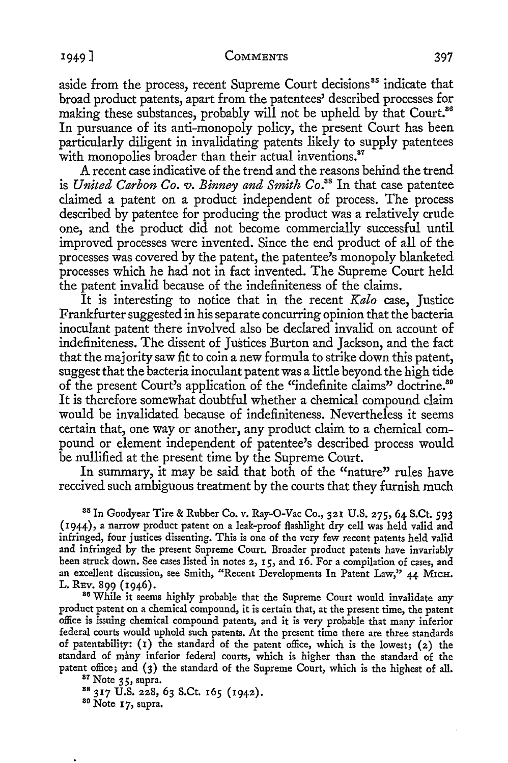aside from the process, recent Supreme Court decisions[85] indicate that broad product patents, apart from the patentees' described processes for making these substances, probably will not be upheld by that Court.[86] In pursuance of its anti-monopoly policy, the present Court has been particularly diligent in invalidating patents likely to supply patentees with monopolies broader than their actual inventions.[87]

A recent case indicative of the trend and the reasons behind the trend is *United Carbon Co. v. Binney and Smith Co.*[88] In that case patentee claimed a patent on a product independent of process. The process described by patentee for producing the product was a relatively crude one, and the product did not become commercially successful until improved processes were invented. Since the end product of all of the processes was covered by the patent, the patentee's monopoly blanketed processes which he had not in fact invented. The Supreme Court held the patent invalid because of the indefiniteness of the claims.

It is interesting to notice that in the recent *Kalo* case, Justice Frankfurter suggested in his separate concurring opinion that the bacteria inoculant patent there involved also be declared invalid on account of indefiniteness. The dissent of Justices Burton and Jackson, and the fact that the majority saw fit to coin a new formula to strike down this patent, suggest that the bacteria inoculant patent was a little beyond the high tide of the present Court's application of the "indefinite claims" doctrine.[89] It is therefore somewhat doubtful whether a chemical compound claim would be invalidated because of indefiniteness. Nevertheless it seems certain that, one way or another, any product claim to a chemical compound or element independent of patentee's described process would be nullified at the present time by the Supreme Court.

In summary, it may be said that both of the "nature" rules have received such ambiguous treatment by the courts that they furnish much

[85] In Goodyear Tire & Rubber Co. v. Ray-O-Vac Co., 321 U.S. 275, 64 S.Ct. 593 (1944), a narrow product patent on a leak-proof flashlight dry cell was held valid and infringed, four justices dissenting. This is one of the very few recent patents held valid and infringed by the present Supreme Court. Broader product patents have invariably been struck down. See cases listed in notes 2, 15, and 16. For a compilation of cases, and an excellent discussion, see Smith, "Recent Developments In Patent Law," 44 Mich. L. Rev. 899 (1946).

[86] While it seems highly probable that the Supreme Court would invalidate any product patent on a chemical compound, it is certain that, at the present time, the patent office is issuing chemical compound patents, and it is very probable that many inferior federal courts would uphold such patents. At the present time there are three standards of patentability: (1) the standard of the patent office, which is the lowest; (2) the standard of many inferior federal courts, which is higher than the standard of the patent office; and (3) the standard of the Supreme Court, which is the highest of all.

[87] Note 35, supra.

[88] 317 U.S. 228, 63 S.Ct. 165 (1942).

[89] Note 17, supra.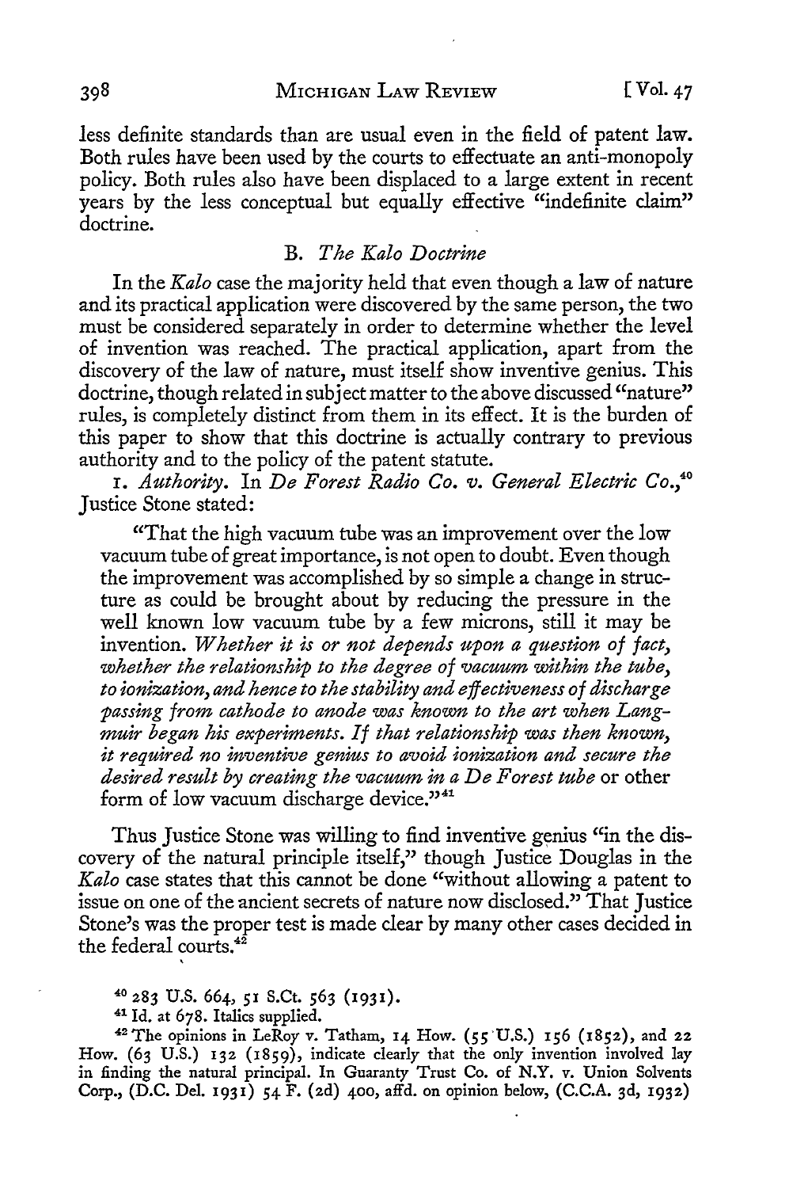less definite standards than are usual even in the field of patent law. Both rules have been used by the courts to effectuate an anti-monopoly policy. Both rules also have been displaced to a large extent in recent years by the less conceptual but equally effective "indefinite claim" doctrine.

### B. *The Kalo Doctrine*

In the *Kalo* case the majority held that even though a law of nature and its practical application were discovered by the same person, the two must be considered separately in order to determine whether the level of invention was reached. The practical application, apart from the discovery of the law of nature, must itself show inventive genius. This doctrine, though related in subject matter to the above discussed "nature" rules, is completely distinct from them in its effect. It is the burden of this paper to show that this doctrine is actually contrary to previous authority and to the policy of the patent statute.

1. *Authority.* In *De Forest Radio Co. v. General Electric Co.*,[40] Justice Stone stated:

> "That the high vacuum tube was an improvement over the low vacuum tube of great importance, is not open to doubt. Even though the improvement was accomplished by so simple a change in structure as could be brought about by reducing the pressure in the well known low vacuum tube by a few microns, still it may be invention. *Whether it is or not depends upon a question of fact, whether the relationship to the degree of vacuum within the tube, to ionization, and hence to the stability and effectiveness of discharge passing from cathode to anode was known to the art when Langmuir began his experiments. If that relationship was then known, it required no inventive genius to avoid ionization and secure the desired result by creating the vacuum in a De Forest tube* or other form of low vacuum discharge device."[41]

Thus Justice Stone was willing to find inventive genius "in the discovery of the natural principle itself," though Justice Douglas in the *Kalo* case states that this cannot be done "without allowing a patent to issue on one of the ancient secrets of nature now disclosed." That Justice Stone's was the proper test is made clear by many other cases decided in the federal courts.[42]

---

[40] 283 U.S. 664, 51 S.Ct. 563 (1931).

[41] Id. at 678. Italics supplied.

[42] The opinions in LeRoy v. Tatham, 14 How. (55 U.S.) 156 (1852), and 22 How. (63 U.S.) 132 (1859), indicate clearly that the only invention involved lay in finding the natural principal. In Guaranty Trust Co. of N.Y. v. Union Solvents Corp., (D.C. Del. 1931) 54 F. (2d) 400, affd. on opinion below, (C.C.A. 3d, 1932)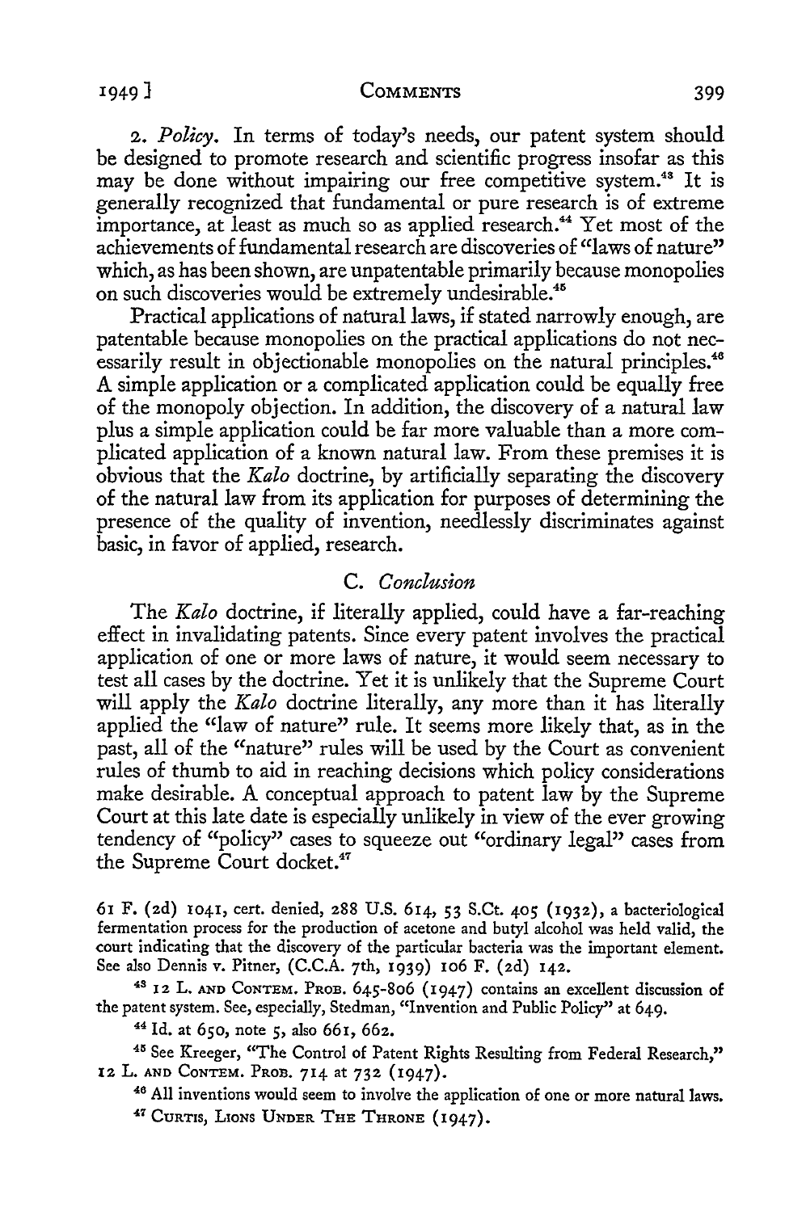2. *Policy.* In terms of today's needs, our patent system should be designed to promote research and scientific progress insofar as this may be done without impairing our free competitive system.[43] It is generally recognized that fundamental or pure research is of extreme importance, at least as much so as applied research.[44] Yet most of the achievements of fundamental research are discoveries of "laws of nature" which, as has been shown, are unpatentable primarily because monopolies on such discoveries would be extremely undesirable.[45]

Practical applications of natural laws, if stated narrowly enough, are patentable because monopolies on the practical applications do not necessarily result in objectionable monopolies on the natural principles.[46] A simple application or a complicated application could be equally free of the monopoly objection. In addition, the discovery of a natural law plus a simple application could be far more valuable than a more complicated application of a known natural law. From these premises it is obvious that the *Kalo* doctrine, by artificially separating the discovery of the natural law from its application for purposes of determining the presence of the quality of invention, needlessly discriminates against basic, in favor of applied, research.

### C. *Conclusion*

The *Kalo* doctrine, if literally applied, could have a far-reaching effect in invalidating patents. Since every patent involves the practical application of one or more laws of nature, it would seem necessary to test all cases by the doctrine. Yet it is unlikely that the Supreme Court will apply the *Kalo* doctrine literally, any more than it has literally applied the "law of nature" rule. It seems more likely that, as in the past, all of the "nature" rules will be used by the Court as convenient rules of thumb to aid in reaching decisions which policy considerations make desirable. A conceptual approach to patent law by the Supreme Court at this late date is especially unlikely in view of the ever growing tendency of "policy" cases to squeeze out "ordinary legal" cases from the Supreme Court docket.[47]

---

61 F. (2d) 1041, cert. denied, 288 U.S. 614, 53 S.Ct. 405 (1932), a bacteriological fermentation process for the production of acetone and butyl alcohol was held valid, the court indicating that the discovery of the particular bacteria was the important element. See also Dennis v. Pitner, (C.C.A. 7th, 1939) 106 F. (2d) 142.

[43] 12 L. AND CONTEM. PROB. 645-806 (1947) contains an excellent discussion of the patent system. See, especially, Stedman, "Invention and Public Policy" at 649.

[44] Id. at 650, note 5, also 661, 662.

[45] See Kreeger, "The Control of Patent Rights Resulting from Federal Research," 12 L. AND CONTEM. PROB. 714 at 732 (1947).

[46] All inventions would seem to involve the application of one or more natural laws.

[47] CURTIS, LIONS UNDER THE THRONE (1947).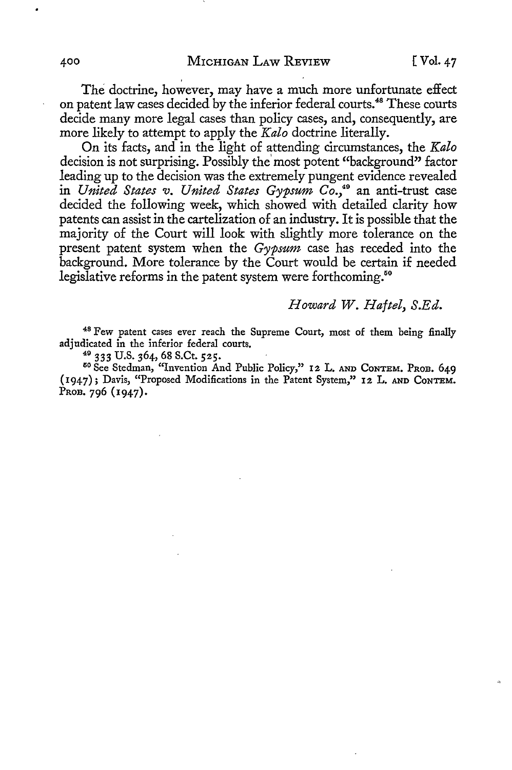The doctrine, however, may have a much more unfortunate effect on patent law cases decided by the inferior federal courts.[48] These courts decide many more legal cases than policy cases, and, consequently, are more likely to attempt to apply the *Kalo* doctrine literally.

On its facts, and in the light of attending circumstances, the *Kalo* decision is not surprising. Possibly the most potent "background" factor leading up to the decision was the extremely pungent evidence revealed in *United States v. United States Gypsum Co.*,[49] an anti-trust case decided the following week, which showed with detailed clarity how patents can assist in the cartelization of an industry. It is possible that the majority of the Court will look with slightly more tolerance on the present patent system when the *Gypsum* case has receded into the background. More tolerance by the Court would be certain if needed legislative reforms in the patent system were forthcoming.[50]

*Howard W. Haftel, S.Ed.*

---

[48] Few patent cases ever reach the Supreme Court, most of them being finally adjudicated in the inferior federal courts.

[49] 333 U.S. 364, 68 S.Ct. 525.

[50] See Stedman, "Invention And Public Policy," 12 L. and Contem. Prob. 649 (1947); Davis, "Proposed Modifications in the Patent System," 12 L. and Contem. Prob. 796 (1947).